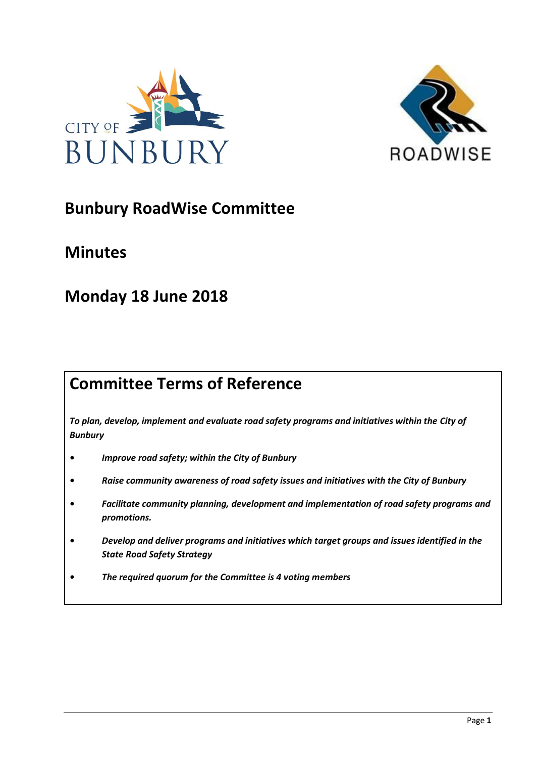# Bunbury RoadWise Committee

# Minutes

# Monday 18 June 2018

## Committee Terms of Reference

***To plan, develop, implement and evaluate road safety programs and initiatives within the City of Bunbury***

- ***Improve road safety; within the City of Bunbury***
- ***Raise community awareness of road safety issues and initiatives with the City of Bunbury***
- ***Facilitate community planning, development and implementation of road safety programs and promotions.***
- ***Develop and deliver programs and initiatives which target groups and issues identified in the State Road Safety Strategy***
- ***The required quorum for the Committee is 4 voting members***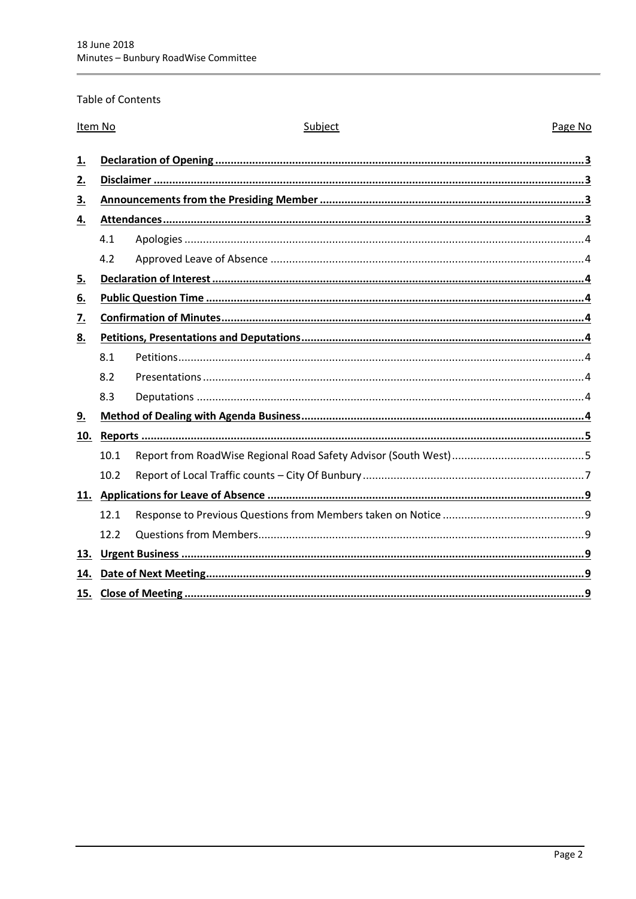Table of Contents

| Item No | | Subject | Page No |
|---|---|---|---|
| **1.** | | **Declaration of Opening** | **3** |
| **2.** | | **Disclaimer** | **3** |
| **3.** | | **Announcements from the Presiding Member** | **3** |
| **4.** | | **Attendances** | **3** |
| | 4.1 | Apologies | 4 |
| | 4.2 | Approved Leave of Absence | 4 |
| **5.** | | **Declaration of Interest** | **4** |
| **6.** | | **Public Question Time** | **4** |
| **7.** | | **Confirmation of Minutes** | **4** |
| **8.** | | **Petitions, Presentations and Deputations** | **4** |
| | 8.1 | Petitions | 4 |
| | 8.2 | Presentations | 4 |
| | 8.3 | Deputations | 4 |
| **9.** | | **Method of Dealing with Agenda Business** | **4** |
| **10.** | | **Reports** | **5** |
| | 10.1 | Report from RoadWise Regional Road Safety Advisor (South West) | 5 |
| | 10.2 | Report of Local Traffic counts – City Of Bunbury | 7 |
| **11.** | | **Applications for Leave of Absence** | **9** |
| | 12.1 | Response to Previous Questions from Members taken on Notice | 9 |
| | 12.2 | Questions from Members | 9 |
| **13.** | | **Urgent Business** | **9** |
| **14.** | | **Date of Next Meeting** | **9** |
| **15.** | | **Close of Meeting** | **9** |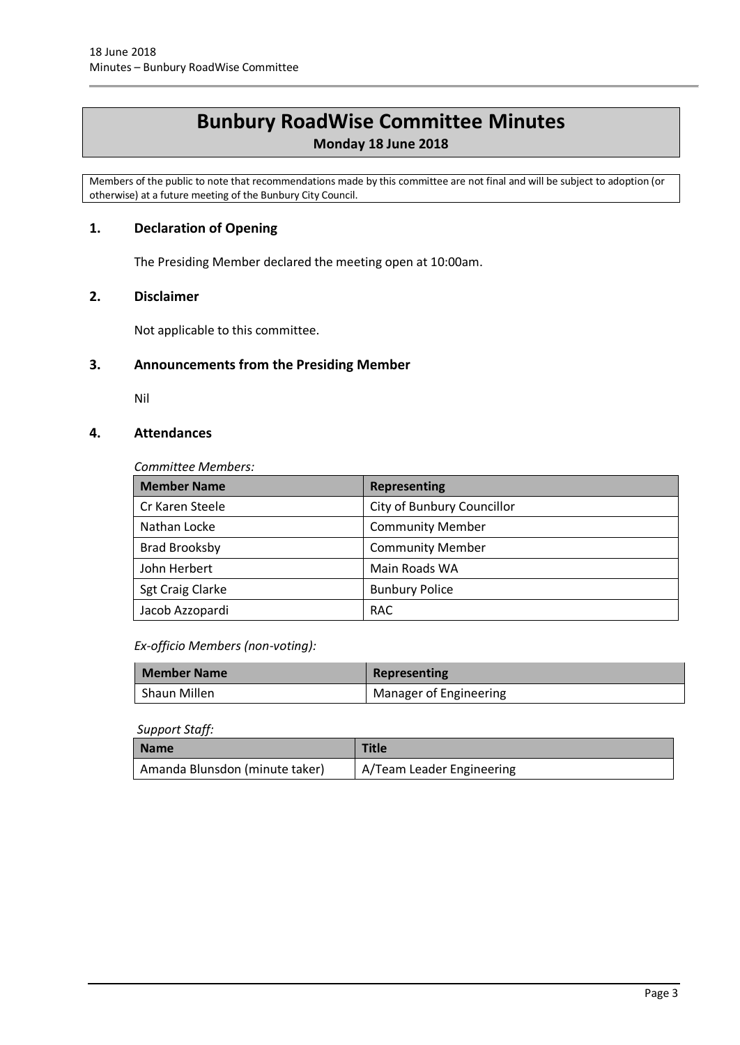# Bunbury RoadWise Committee Minutes

**Monday 18 June 2018**

Members of the public to note that recommendations made by this committee are not final and will be subject to adoption (or otherwise) at a future meeting of the Bunbury City Council.

## 1. Declaration of Opening

The Presiding Member declared the meeting open at 10:00am.

## 2. Disclaimer

Not applicable to this committee.

## 3. Announcements from the Presiding Member

Nil

## 4. Attendances

*Committee Members:*

| Member Name | Representing |
| --- | --- |
| Cr Karen Steele | City of Bunbury Councillor |
| Nathan Locke | Community Member |
| Brad Brooksby | Community Member |
| John Herbert | Main Roads WA |
| Sgt Craig Clarke | Bunbury Police |
| Jacob Azzopardi | RAC |

*Ex-officio Members (non-voting):*

| Member Name | Representing |
| --- | --- |
| Shaun Millen | Manager of Engineering |

*Support Staff:*

| Name | Title |
| --- | --- |
| Amanda Blunsdon (minute taker) | A/Team Leader Engineering |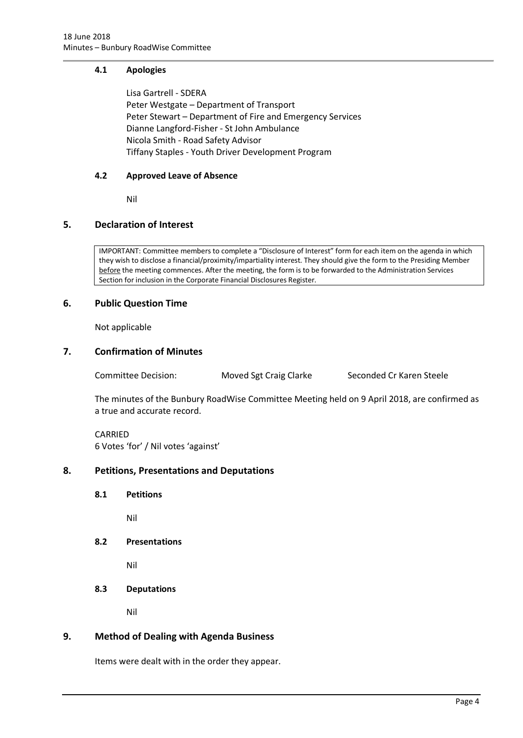### 4.1 Apologies

Lisa Gartrell - SDERA
Peter Westgate – Department of Transport
Peter Stewart – Department of Fire and Emergency Services
Dianne Langford-Fisher - St John Ambulance
Nicola Smith - Road Safety Advisor
Tiffany Staples - Youth Driver Development Program

### 4.2 Approved Leave of Absence

Nil

## 5. Declaration of Interest

> IMPORTANT: Committee members to complete a "Disclosure of Interest" form for each item on the agenda in which they wish to disclose a financial/proximity/impartiality interest. They should give the form to the Presiding Member before the meeting commences. After the meeting, the form is to be forwarded to the Administration Services Section for inclusion in the Corporate Financial Disclosures Register.

## 6. Public Question Time

Not applicable

## 7. Confirmation of Minutes

Committee Decision: Moved Sgt Craig Clarke Seconded Cr Karen Steele

The minutes of the Bunbury RoadWise Committee Meeting held on 9 April 2018, are confirmed as a true and accurate record.

CARRIED
6 Votes 'for' / Nil votes 'against'

## 8. Petitions, Presentations and Deputations

### 8.1 Petitions

Nil

### 8.2 Presentations

Nil

### 8.3 Deputations

Nil

## 9. Method of Dealing with Agenda Business

Items were dealt with in the order they appear.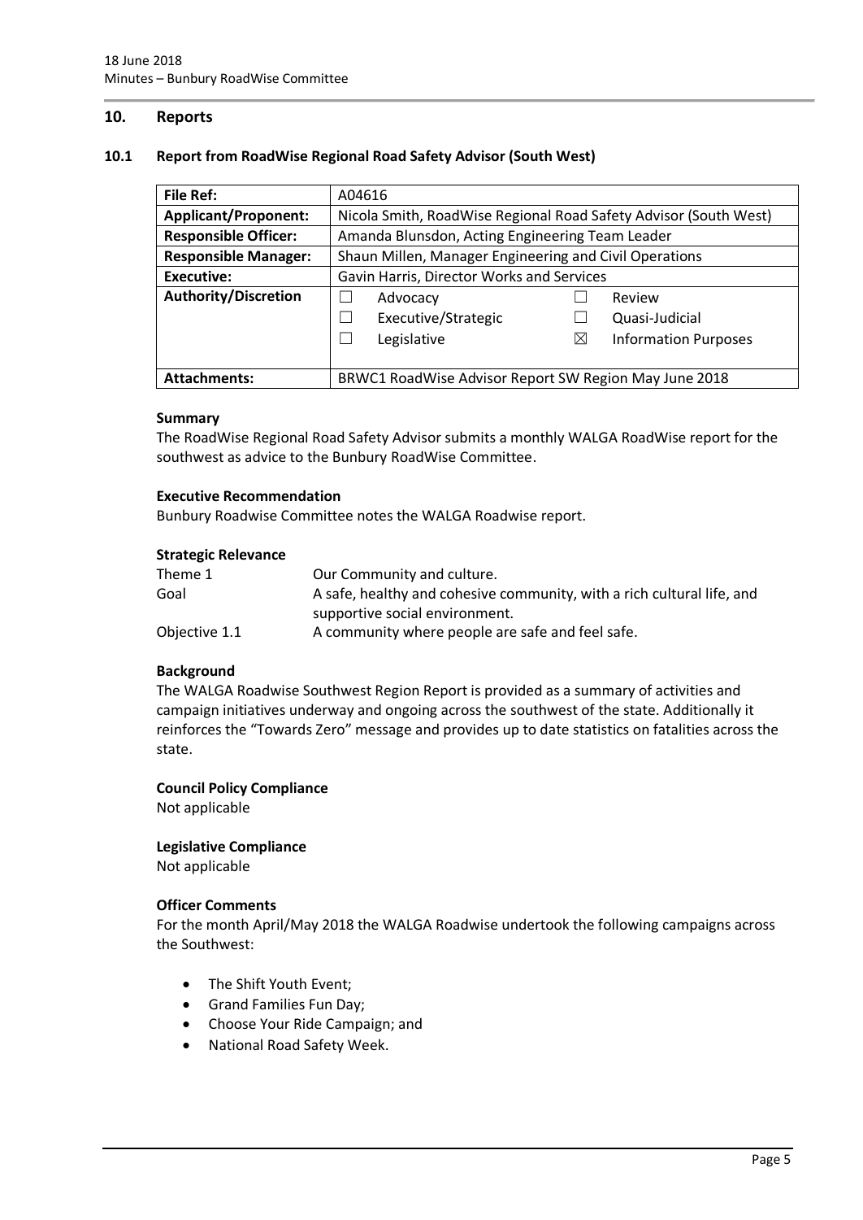## 10. Reports

### 10.1 Report from RoadWise Regional Road Safety Advisor (South West)

| **File Ref:** | A04616 |
| --- | --- |
| **Applicant/Proponent:** | Nicola Smith, RoadWise Regional Road Safety Advisor (South West) |
| **Responsible Officer:** | Amanda Blunsdon, Acting Engineering Team Leader |
| **Responsible Manager:** | Shaun Millen, Manager Engineering and Civil Operations |
| **Executive:** | Gavin Harris, Director Works and Services |
| **Authority/Discretion** | ☐ Advocacy ☐ Review<br>☐ Executive/Strategic ☐ Quasi-Judicial<br>☐ Legislative ☒ Information Purposes |
| **Attachments:** | BRWC1 RoadWise Advisor Report SW Region May June 2018 |

**Summary**

The RoadWise Regional Road Safety Advisor submits a monthly WALGA RoadWise report for the southwest as advice to the Bunbury RoadWise Committee.

**Executive Recommendation**

Bunbury Roadwise Committee notes the WALGA Roadwise report.

**Strategic Relevance**

| | |
| --- | --- |
| Theme 1 | Our Community and culture. |
| Goal | A safe, healthy and cohesive community, with a rich cultural life, and supportive social environment. |
| Objective 1.1 | A community where people are safe and feel safe. |

**Background**

The WALGA Roadwise Southwest Region Report is provided as a summary of activities and campaign initiatives underway and ongoing across the southwest of the state. Additionally it reinforces the "Towards Zero" message and provides up to date statistics on fatalities across the state.

**Council Policy Compliance**

Not applicable

**Legislative Compliance**

Not applicable

**Officer Comments**

For the month April/May 2018 the WALGA Roadwise undertook the following campaigns across the Southwest:

- The Shift Youth Event;
- Grand Families Fun Day;
- Choose Your Ride Campaign; and
- National Road Safety Week.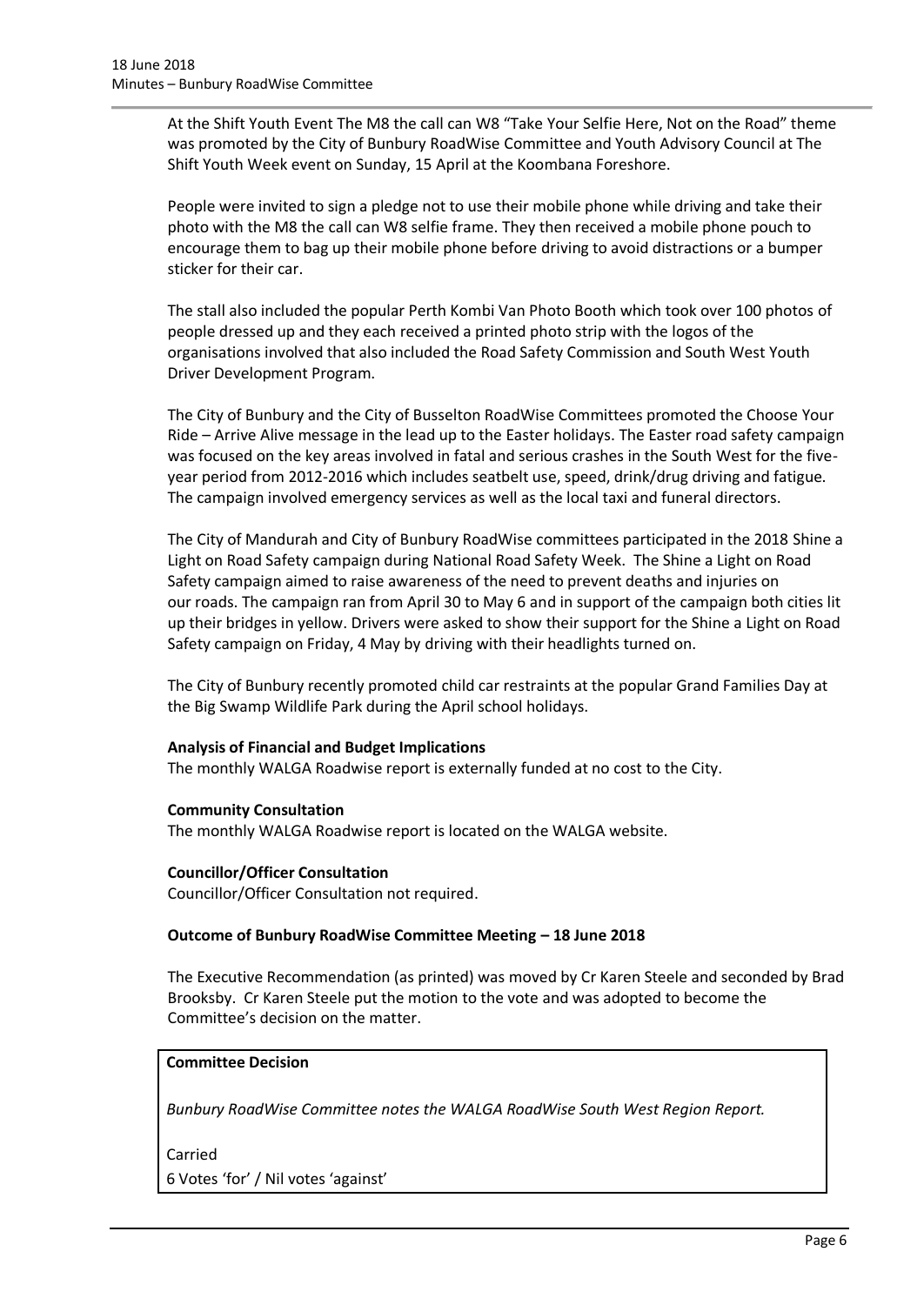At the Shift Youth Event The M8 the call can W8 “Take Your Selfie Here, Not on the Road” theme was promoted by the City of Bunbury RoadWise Committee and Youth Advisory Council at The Shift Youth Week event on Sunday, 15 April at the Koombana Foreshore.

People were invited to sign a pledge not to use their mobile phone while driving and take their photo with the M8 the call can W8 selfie frame. They then received a mobile phone pouch to encourage them to bag up their mobile phone before driving to avoid distractions or a bumper sticker for their car.

The stall also included the popular Perth Kombi Van Photo Booth which took over 100 photos of people dressed up and they each received a printed photo strip with the logos of the organisations involved that also included the Road Safety Commission and South West Youth Driver Development Program.

The City of Bunbury and the City of Busselton RoadWise Committees promoted the Choose Your Ride – Arrive Alive message in the lead up to the Easter holidays. The Easter road safety campaign was focused on the key areas involved in fatal and serious crashes in the South West for the five-year period from 2012-2016 which includes seatbelt use, speed, drink/drug driving and fatigue. The campaign involved emergency services as well as the local taxi and funeral directors.

The City of Mandurah and City of Bunbury RoadWise committees participated in the 2018 Shine a Light on Road Safety campaign during National Road Safety Week. The Shine a Light on Road Safety campaign aimed to raise awareness of the need to prevent deaths and injuries on our roads. The campaign ran from April 30 to May 6 and in support of the campaign both cities lit up their bridges in yellow. Drivers were asked to show their support for the Shine a Light on Road Safety campaign on Friday, 4 May by driving with their headlights turned on.

The City of Bunbury recently promoted child car restraints at the popular Grand Families Day at the Big Swamp Wildlife Park during the April school holidays.

**Analysis of Financial and Budget Implications**

The monthly WALGA Roadwise report is externally funded at no cost to the City.

**Community Consultation**

The monthly WALGA Roadwise report is located on the WALGA website.

**Councillor/Officer Consultation**

Councillor/Officer Consultation not required.

**Outcome of Bunbury RoadWise Committee Meeting – 18 June 2018**

The Executive Recommendation (as printed) was moved by Cr Karen Steele and seconded by Brad Brooksby. Cr Karen Steele put the motion to the vote and was adopted to become the Committee’s decision on the matter.

**Committee Decision**

*Bunbury RoadWise Committee notes the WALGA RoadWise South West Region Report.*

Carried

6 Votes ‘for’ / Nil votes ‘against’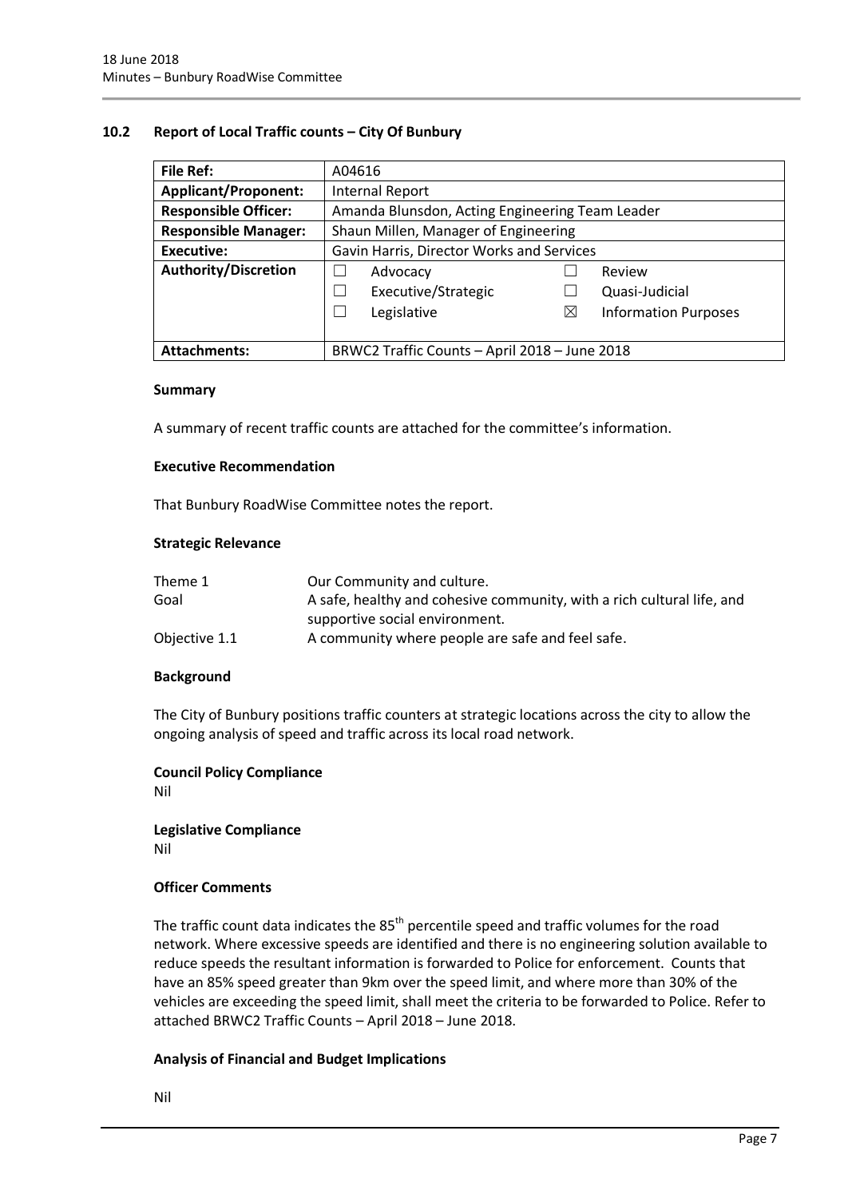## 10.2 Report of Local Traffic counts – City Of Bunbury

| File Ref: | A04616 | | | |
|---|---|---|---|---|
| **Applicant/Proponent:** | Internal Report | | | |
| **Responsible Officer:** | Amanda Blunsdon, Acting Engineering Team Leader | | | |
| **Responsible Manager:** | Shaun Millen, Manager of Engineering | | | |
| **Executive:** | Gavin Harris, Director Works and Services | | | |
| **Authority/Discretion** | ☐ | Advocacy | ☐ | Review |
| | ☐ | Executive/Strategic | ☐ | Quasi-Judicial |
| | ☐ | Legislative | ☒ | Information Purposes |
| **Attachments:** | BRWC2 Traffic Counts – April 2018 – June 2018 | | | |

### Summary

A summary of recent traffic counts are attached for the committee's information.

### Executive Recommendation

That Bunbury RoadWise Committee notes the report.

### Strategic Relevance

| | |
|---|---|
| Theme 1 | Our Community and culture. |
| Goal | A safe, healthy and cohesive community, with a rich cultural life, and supportive social environment. |
| Objective 1.1 | A community where people are safe and feel safe. |

### Background

The City of Bunbury positions traffic counters at strategic locations across the city to allow the ongoing analysis of speed and traffic across its local road network.

### Council Policy Compliance

Nil

### Legislative Compliance

Nil

### Officer Comments

The traffic count data indicates the 85th percentile speed and traffic volumes for the road network. Where excessive speeds are identified and there is no engineering solution available to reduce speeds the resultant information is forwarded to Police for enforcement. Counts that have an 85% speed greater than 9km over the speed limit, and where more than 30% of the vehicles are exceeding the speed limit, shall meet the criteria to be forwarded to Police. Refer to attached BRWC2 Traffic Counts – April 2018 – June 2018.

### Analysis of Financial and Budget Implications

Nil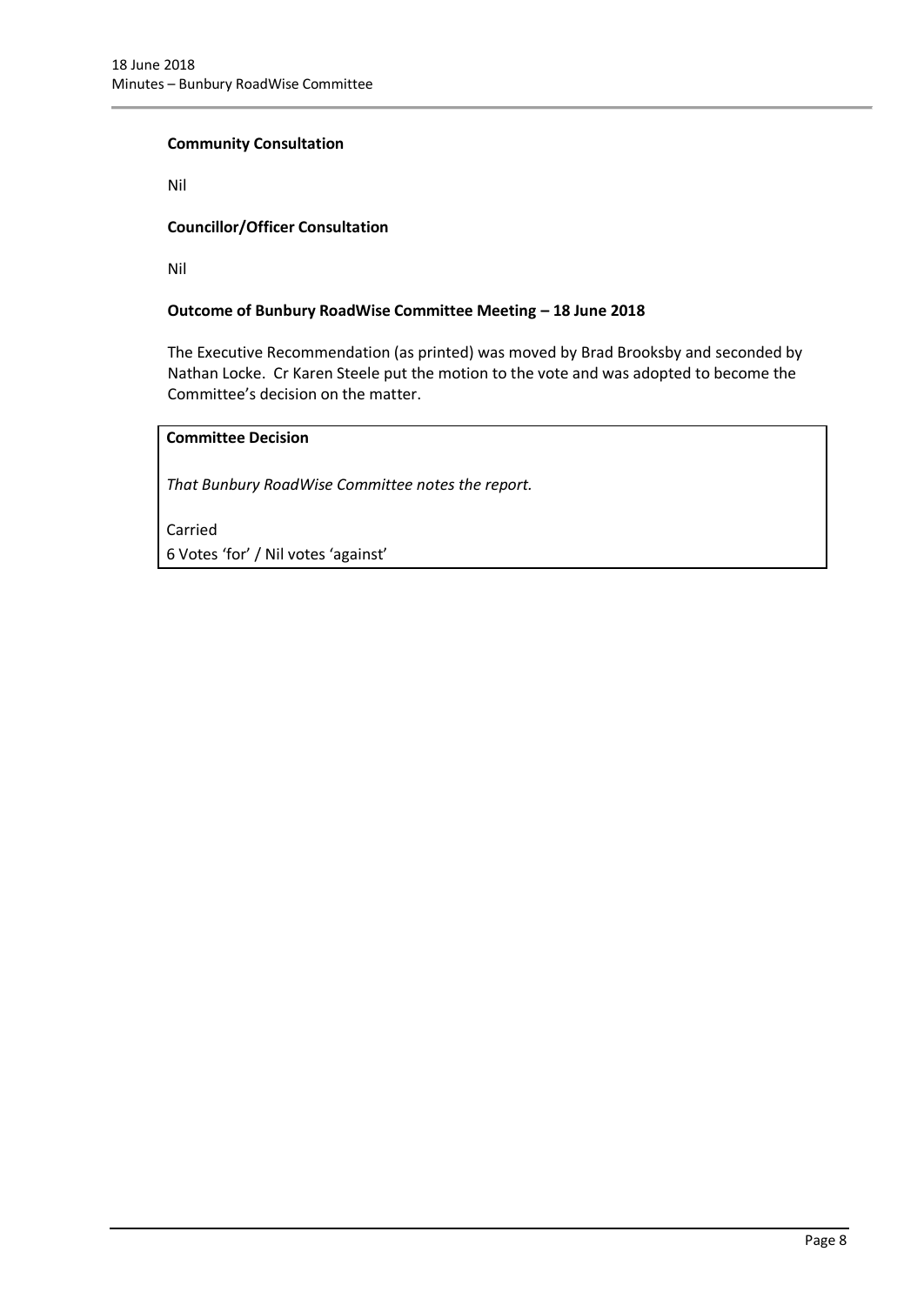**Community Consultation**

Nil

**Councillor/Officer Consultation**

Nil

**Outcome of Bunbury RoadWise Committee Meeting – 18 June 2018**

The Executive Recommendation (as printed) was moved by Brad Brooksby and seconded by Nathan Locke. Cr Karen Steele put the motion to the vote and was adopted to become the Committee's decision on the matter.

**Committee Decision**

*That Bunbury RoadWise Committee notes the report.*

Carried
6 Votes 'for' / Nil votes 'against'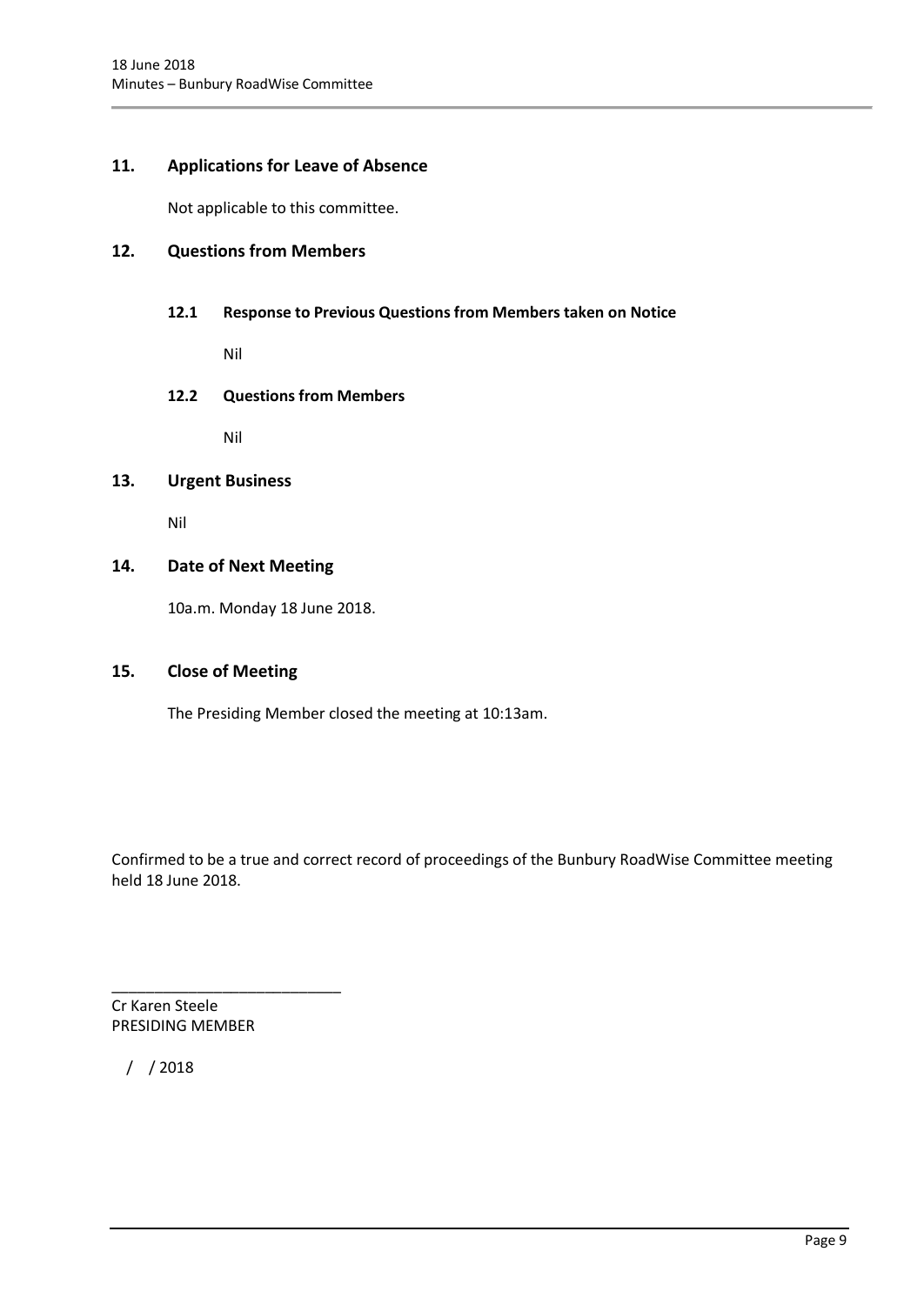## 11. Applications for Leave of Absence

Not applicable to this committee.

## 12. Questions from Members

### 12.1 Response to Previous Questions from Members taken on Notice

Nil

### 12.2 Questions from Members

Nil

## 13. Urgent Business

Nil

## 14. Date of Next Meeting

10a.m. Monday 18 June 2018.

## 15. Close of Meeting

The Presiding Member closed the meeting at 10:13am.

Confirmed to be a true and correct record of proceedings of the Bunbury RoadWise Committee meeting held 18 June 2018.

___________________________

Cr Karen Steele
PRESIDING MEMBER

/ / 2018